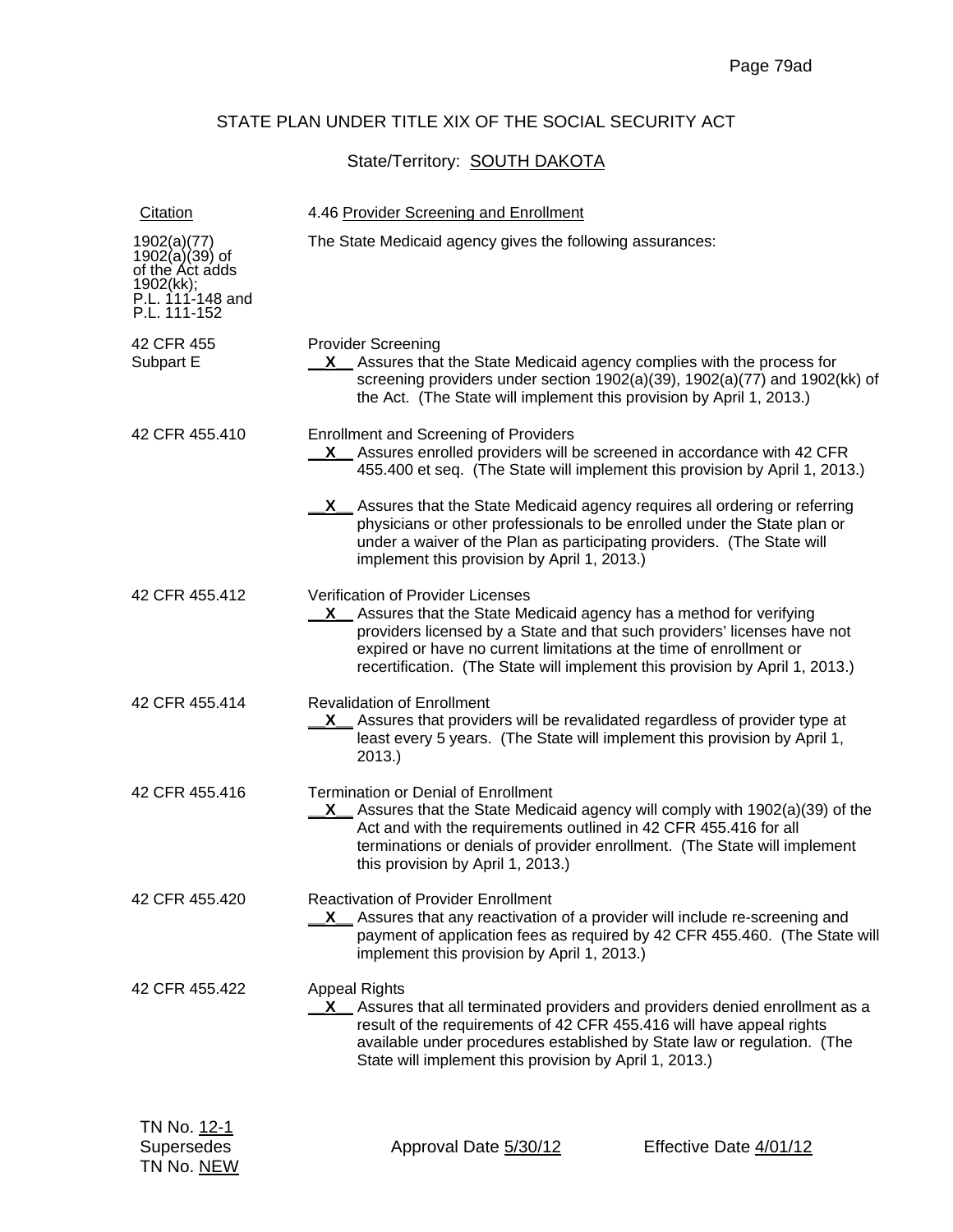STATE PLAN UNDER TITLE XIX OF THE SOCIAL SECURITY ACT

State/Territory: SOUTH DAKOTA

| Citation | 4.46 Provider Screening and Enrollment |
|---|---|
| 1902(a)(77) 1902(a)(39) of of the Act adds 1902(kk); P.L. 111-148 and P.L. 111-152 | The State Medicaid agency gives the following assurances: |
| 42 CFR 455 Subpart E | Provider Screening<br>__X__ Assures that the State Medicaid agency complies with the process for screening providers under section 1902(a)(39), 1902(a)(77) and 1902(kk) of the Act. (The State will implement this provision by April 1, 2013.) |
| 42 CFR 455.410 | Enrollment and Screening of Providers<br>__X__ Assures enrolled providers will be screened in accordance with 42 CFR 455.400 et seq. (The State will implement this provision by April 1, 2013.)<br><br>__X__ Assures that the State Medicaid agency requires all ordering or referring physicians or other professionals to be enrolled under the State plan or under a waiver of the Plan as participating providers. (The State will implement this provision by April 1, 2013.) |
| 42 CFR 455.412 | Verification of Provider Licenses<br>__X__ Assures that the State Medicaid agency has a method for verifying providers licensed by a State and that such providers' licenses have not expired or have no current limitations at the time of enrollment or recertification. (The State will implement this provision by April 1, 2013.) |
| 42 CFR 455.414 | Revalidation of Enrollment<br>__X__ Assures that providers will be revalidated regardless of provider type at least every 5 years. (The State will implement this provision by April 1, 2013.) |
| 42 CFR 455.416 | Termination or Denial of Enrollment<br>__X__ Assures that the State Medicaid agency will comply with 1902(a)(39) of the Act and with the requirements outlined in 42 CFR 455.416 for all terminations or denials of provider enrollment. (The State will implement this provision by April 1, 2013.) |
| 42 CFR 455.420 | Reactivation of Provider Enrollment<br>__X__ Assures that any reactivation of a provider will include re-screening and payment of application fees as required by 42 CFR 455.460. (The State will implement this provision by April 1, 2013.) |
| 42 CFR 455.422 | Appeal Rights<br>__X__ Assures that all terminated providers and providers denied enrollment as a result of the requirements of 42 CFR 455.416 will have appeal rights available under procedures established by State law or regulation. (The State will implement this provision by April 1, 2013.) |

TN No. 12-1
Supersedes
TN No. NEW

Approval Date 5/30/12

Effective Date 4/01/12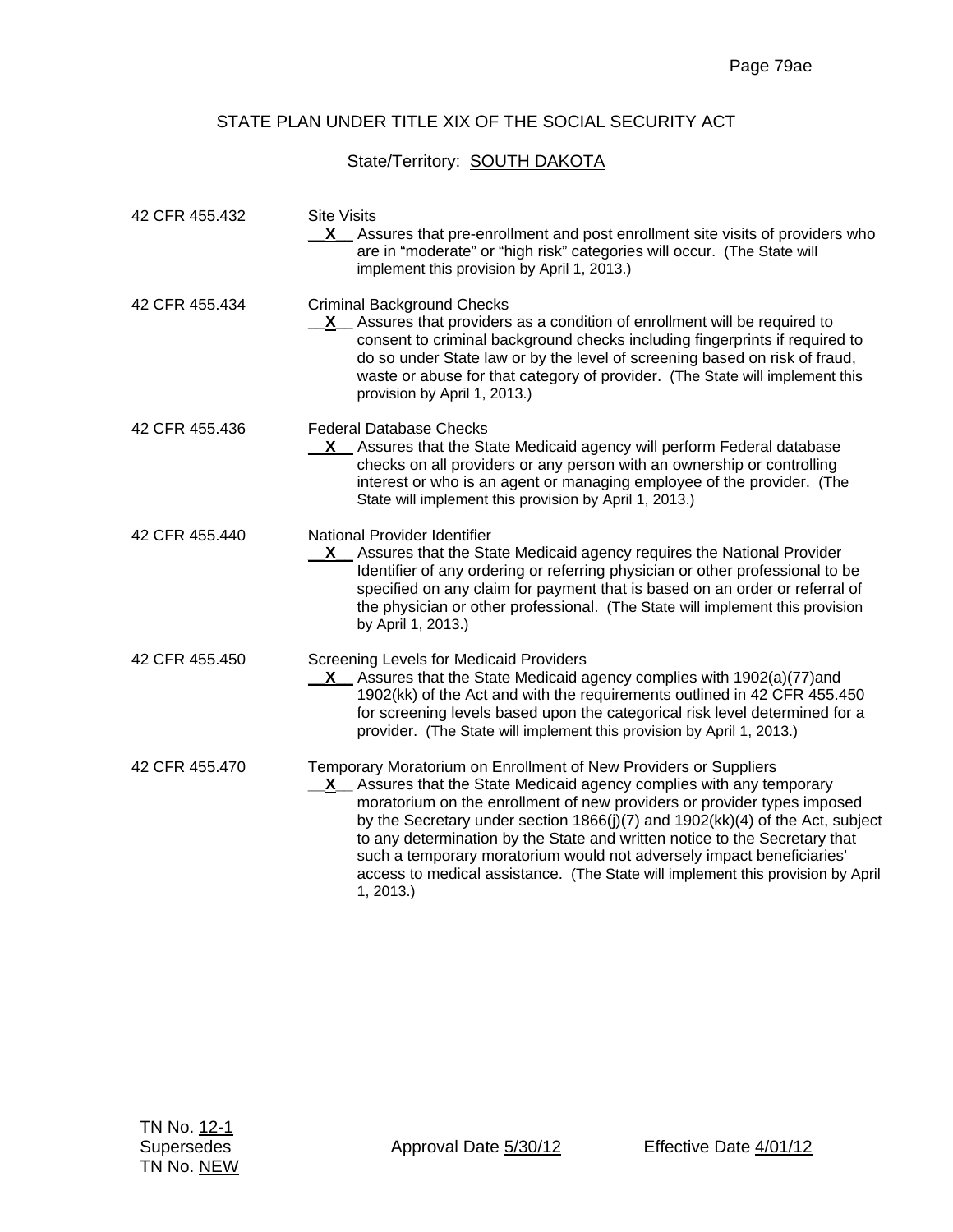STATE PLAN UNDER TITLE XIX OF THE SOCIAL SECURITY ACT

State/Territory: SOUTH DAKOTA

| | | |
|---|---|---|
| 42 CFR 455.432 | Site Visits<br>__X__ Assures that pre-enrollment and post enrollment site visits of providers who are in "moderate" or "high risk" categories will occur. (The State will implement this provision by April 1, 2013.) |
| 42 CFR 455.434 | Criminal Background Checks<br>__X__ Assures that providers as a condition of enrollment will be required to consent to criminal background checks including fingerprints if required to do so under State law or by the level of screening based on risk of fraud, waste or abuse for that category of provider. (The State will implement this provision by April 1, 2013.) |
| 42 CFR 455.436 | Federal Database Checks<br>__X__ Assures that the State Medicaid agency will perform Federal database checks on all providers or any person with an ownership or controlling interest or who is an agent or managing employee of the provider. (The State will implement this provision by April 1, 2013.) |
| 42 CFR 455.440 | National Provider Identifier<br>__X__ Assures that the State Medicaid agency requires the National Provider Identifier of any ordering or referring physician or other professional to be specified on any claim for payment that is based on an order or referral of the physician or other professional. (The State will implement this provision by April 1, 2013.) |
| 42 CFR 455.450 | Screening Levels for Medicaid Providers<br>__X__ Assures that the State Medicaid agency complies with 1902(a)(77)and 1902(kk) of the Act and with the requirements outlined in 42 CFR 455.450 for screening levels based upon the categorical risk level determined for a provider. (The State will implement this provision by April 1, 2013.) |
| 42 CFR 455.470 | Temporary Moratorium on Enrollment of New Providers or Suppliers<br>__X__ Assures that the State Medicaid agency complies with any temporary moratorium on the enrollment of new providers or provider types imposed by the Secretary under section 1866(j)(7) and 1902(kk)(4) of the Act, subject to any determination by the State and written notice to the Secretary that such a temporary moratorium would not adversely impact beneficiaries' access to medical assistance. (The State will implement this provision by April 1, 2013.) |

TN No. 12-1
Supersedes
TN No. NEW

Approval Date 5/30/12

Effective Date 4/01/12